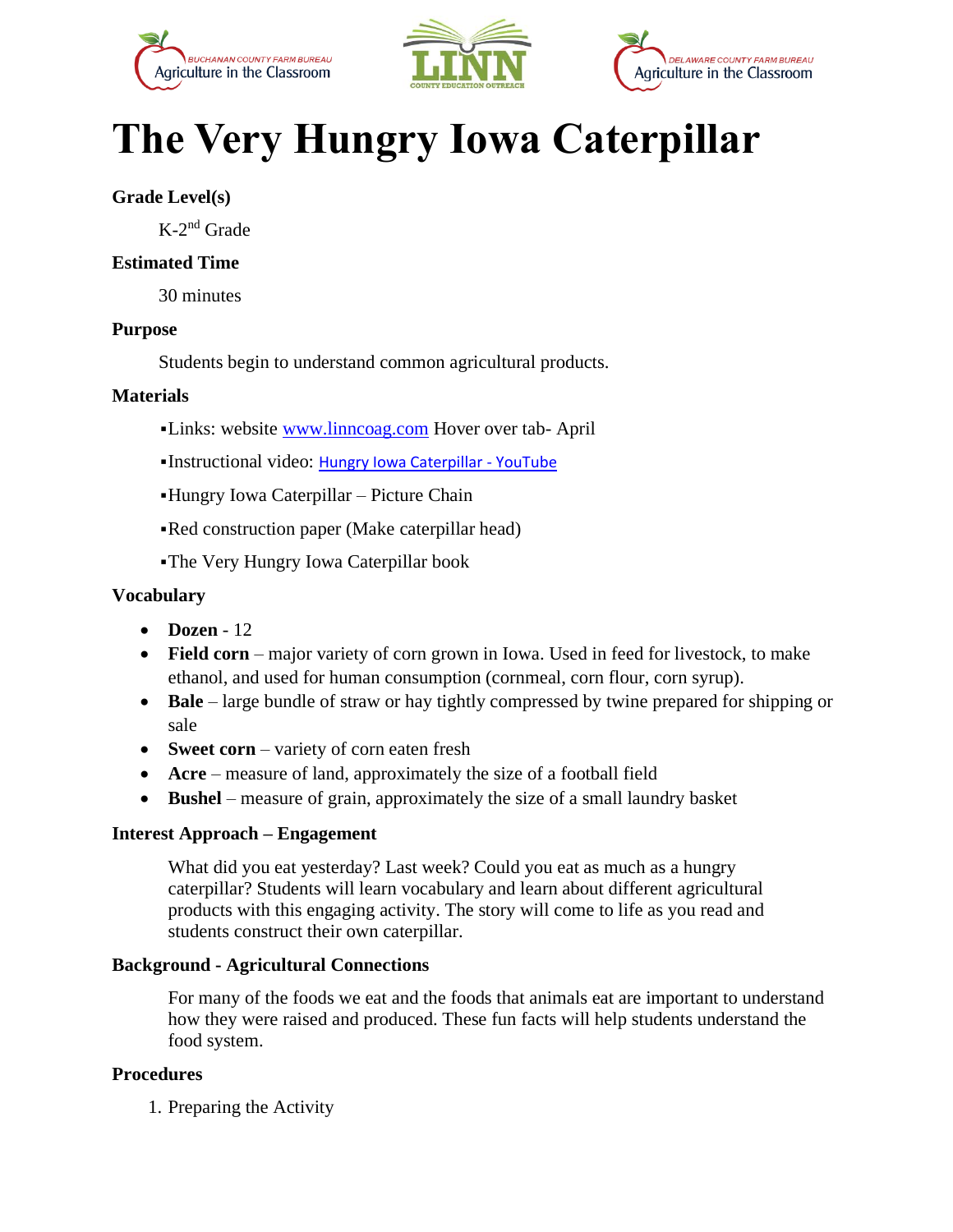# The Very Hungry Iowa Caterpillar

**Grade Level(s)**

K-2nd Grade

**Estimated Time**

30 minutes

**Purpose**

Students begin to understand common agricultural products.

**Materials**

- Links: website [www.linncoag.com](www.linncoag.com) Hover over tab- April
- Instructional video: [Hungry Iowa Caterpillar - YouTube]()
- Hungry Iowa Caterpillar – Picture Chain
- Red construction paper (Make caterpillar head)
- The Very Hungry Iowa Caterpillar book

**Vocabulary**

- **Dozen** - 12
- **Field corn** – major variety of corn grown in Iowa. Used in feed for livestock, to make ethanol, and used for human consumption (cornmeal, corn flour, corn syrup).
- **Bale** – large bundle of straw or hay tightly compressed by twine prepared for shipping or sale
- **Sweet corn** – variety of corn eaten fresh
- **Acre** – measure of land, approximately the size of a football field
- **Bushel** – measure of grain, approximately the size of a small laundry basket

**Interest Approach – Engagement**

What did you eat yesterday? Last week? Could you eat as much as a hungry caterpillar? Students will learn vocabulary and learn about different agricultural products with this engaging activity. The story will come to life as you read and students construct their own caterpillar.

**Background - Agricultural Connections**

For many of the foods we eat and the foods that animals eat are important to understand how they were raised and produced. These fun facts will help students understand the food system.

**Procedures**

1. Preparing the Activity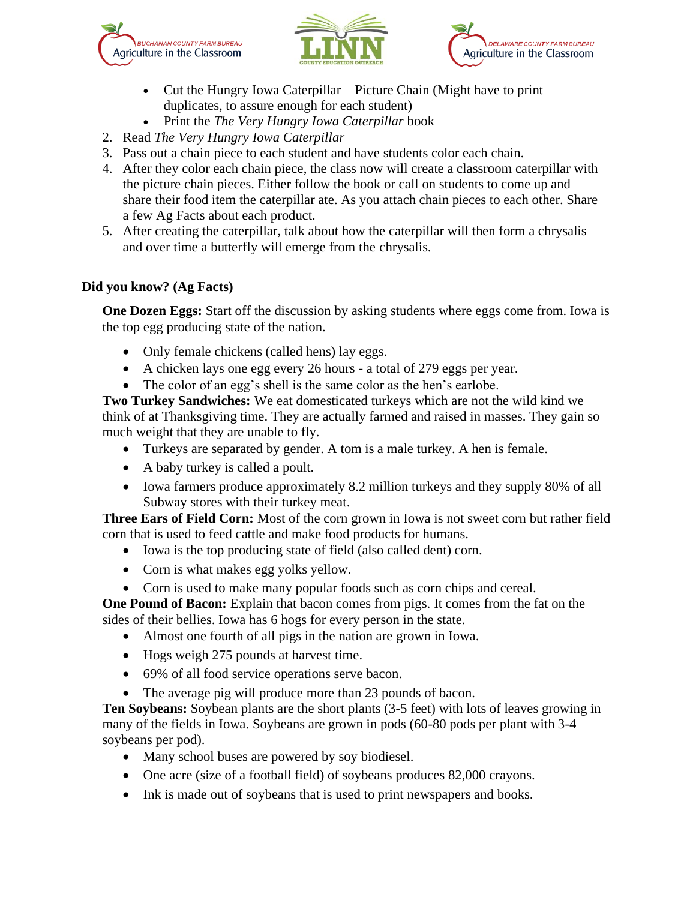- Cut the Hungry Iowa Caterpillar – Picture Chain (Might have to print duplicates, to assure enough for each student)
- Print the *The Very Hungry Iowa Caterpillar* book

2. Read *The Very Hungry Iowa Caterpillar*
3. Pass out a chain piece to each student and have students color each chain.
4. After they color each chain piece, the class now will create a classroom caterpillar with the picture chain pieces. Either follow the book or call on students to come up and share their food item the caterpillar ate. As you attach chain pieces to each other. Share a few Ag Facts about each product.
5. After creating the caterpillar, talk about how the caterpillar will then form a chrysalis and over time a butterfly will emerge from the chrysalis.

**Did you know? (Ag Facts)**

**One Dozen Eggs:** Start off the discussion by asking students where eggs come from. Iowa is the top egg producing state of the nation.

- Only female chickens (called hens) lay eggs.
- A chicken lays one egg every 26 hours - a total of 279 eggs per year.
- The color of an egg's shell is the same color as the hen's earlobe.

**Two Turkey Sandwiches:** We eat domesticated turkeys which are not the wild kind we think of at Thanksgiving time. They are actually farmed and raised in masses. They gain so much weight that they are unable to fly.

- Turkeys are separated by gender. A tom is a male turkey. A hen is female.
- A baby turkey is called a poult.
- Iowa farmers produce approximately 8.2 million turkeys and they supply 80% of all Subway stores with their turkey meat.

**Three Ears of Field Corn:** Most of the corn grown in Iowa is not sweet corn but rather field corn that is used to feed cattle and make food products for humans.

- Iowa is the top producing state of field (also called dent) corn.
- Corn is what makes egg yolks yellow.
- Corn is used to make many popular foods such as corn chips and cereal.

**One Pound of Bacon:** Explain that bacon comes from pigs. It comes from the fat on the sides of their bellies. Iowa has 6 hogs for every person in the state.

- Almost one fourth of all pigs in the nation are grown in Iowa.
- Hogs weigh 275 pounds at harvest time.
- 69% of all food service operations serve bacon.
- The average pig will produce more than 23 pounds of bacon.

**Ten Soybeans:** Soybean plants are the short plants (3-5 feet) with lots of leaves growing in many of the fields in Iowa. Soybeans are grown in pods (60-80 pods per plant with 3-4 soybeans per pod).

- Many school buses are powered by soy biodiesel.
- One acre (size of a football field) of soybeans produces 82,000 crayons.
- Ink is made out of soybeans that is used to print newspapers and books.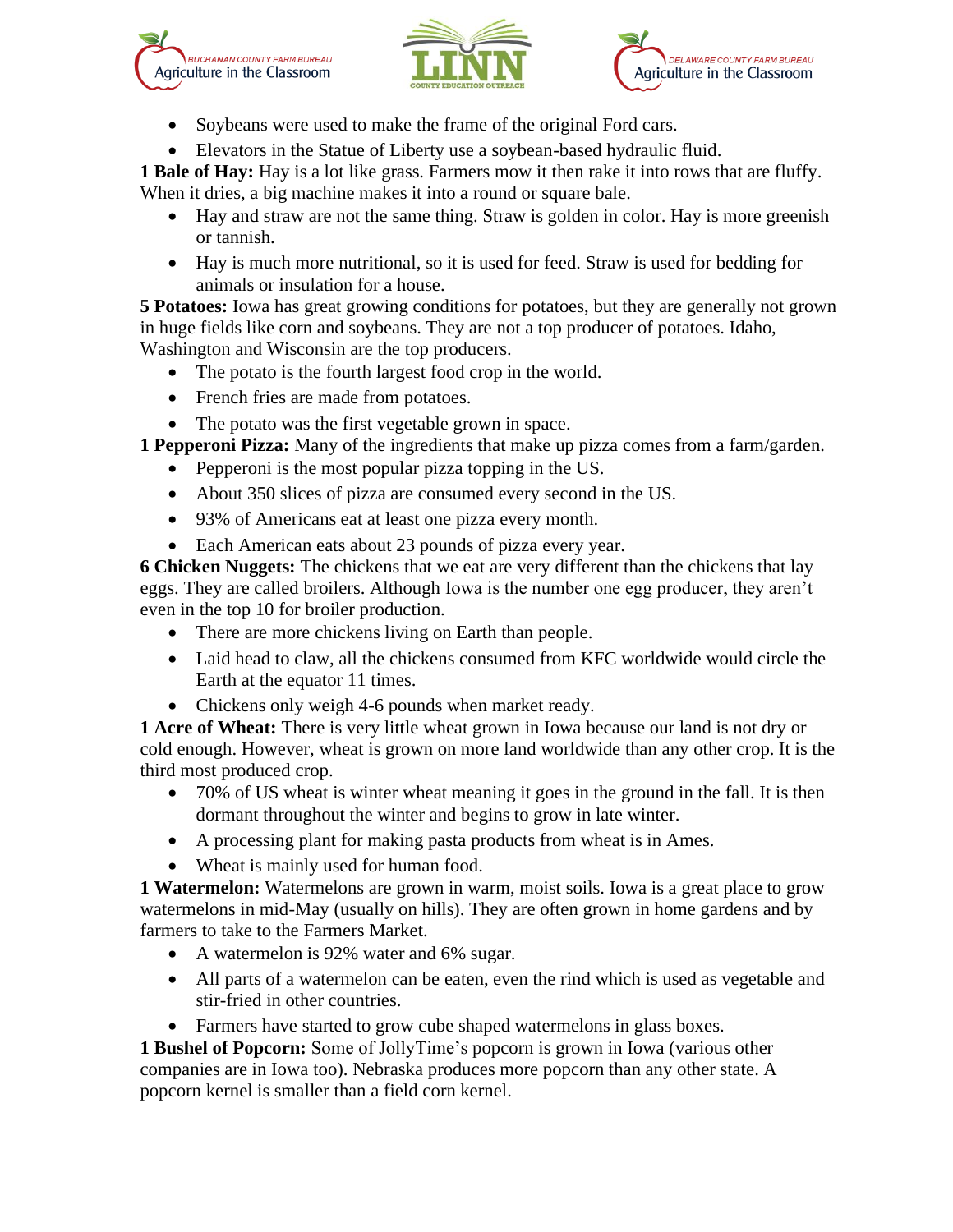- Soybeans were used to make the frame of the original Ford cars.
- Elevators in the Statue of Liberty use a soybean-based hydraulic fluid.

**1 Bale of Hay:** Hay is a lot like grass. Farmers mow it then rake it into rows that are fluffy. When it dries, a big machine makes it into a round or square bale.

- Hay and straw are not the same thing. Straw is golden in color. Hay is more greenish or tannish.
- Hay is much more nutritional, so it is used for feed. Straw is used for bedding for animals or insulation for a house.

**5 Potatoes:** Iowa has great growing conditions for potatoes, but they are generally not grown in huge fields like corn and soybeans. They are not a top producer of potatoes. Idaho, Washington and Wisconsin are the top producers.

- The potato is the fourth largest food crop in the world.
- French fries are made from potatoes.
- The potato was the first vegetable grown in space.

**1 Pepperoni Pizza:** Many of the ingredients that make up pizza comes from a farm/garden.

- Pepperoni is the most popular pizza topping in the US.
- About 350 slices of pizza are consumed every second in the US.
- 93% of Americans eat at least one pizza every month.
- Each American eats about 23 pounds of pizza every year.

**6 Chicken Nuggets:** The chickens that we eat are very different than the chickens that lay eggs. They are called broilers. Although Iowa is the number one egg producer, they aren't even in the top 10 for broiler production.

- There are more chickens living on Earth than people.
- Laid head to claw, all the chickens consumed from KFC worldwide would circle the Earth at the equator 11 times.
- Chickens only weigh 4-6 pounds when market ready.

**1 Acre of Wheat:** There is very little wheat grown in Iowa because our land is not dry or cold enough. However, wheat is grown on more land worldwide than any other crop. It is the third most produced crop.

- 70% of US wheat is winter wheat meaning it goes in the ground in the fall. It is then dormant throughout the winter and begins to grow in late winter.
- A processing plant for making pasta products from wheat is in Ames.
- Wheat is mainly used for human food.

**1 Watermelon:** Watermelons are grown in warm, moist soils. Iowa is a great place to grow watermelons in mid-May (usually on hills). They are often grown in home gardens and by farmers to take to the Farmers Market.

- A watermelon is 92% water and 6% sugar.
- All parts of a watermelon can be eaten, even the rind which is used as vegetable and stir-fried in other countries.
- Farmers have started to grow cube shaped watermelons in glass boxes.

**1 Bushel of Popcorn:** Some of JollyTime's popcorn is grown in Iowa (various other companies are in Iowa too). Nebraska produces more popcorn than any other state. A popcorn kernel is smaller than a field corn kernel.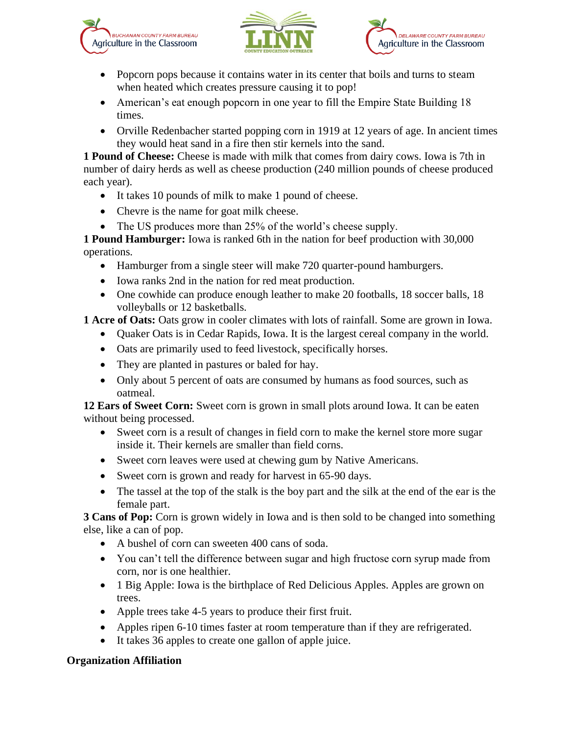- Popcorn pops because it contains water in its center that boils and turns to steam when heated which creates pressure causing it to pop!
- American's eat enough popcorn in one year to fill the Empire State Building 18 times.
- Orville Redenbacher started popping corn in 1919 at 12 years of age. In ancient times they would heat sand in a fire then stir kernels into the sand.

**1 Pound of Cheese:** Cheese is made with milk that comes from dairy cows. Iowa is 7th in number of dairy herds as well as cheese production (240 million pounds of cheese produced each year).

- It takes 10 pounds of milk to make 1 pound of cheese.
- Chevre is the name for goat milk cheese.
- The US produces more than 25% of the world's cheese supply.

**1 Pound Hamburger:** Iowa is ranked 6th in the nation for beef production with 30,000 operations.

- Hamburger from a single steer will make 720 quarter-pound hamburgers.
- Iowa ranks 2nd in the nation for red meat production.
- One cowhide can produce enough leather to make 20 footballs, 18 soccer balls, 18 volleyballs or 12 basketballs.

**1 Acre of Oats:** Oats grow in cooler climates with lots of rainfall. Some are grown in Iowa.

- Quaker Oats is in Cedar Rapids, Iowa. It is the largest cereal company in the world.
- Oats are primarily used to feed livestock, specifically horses.
- They are planted in pastures or baled for hay.
- Only about 5 percent of oats are consumed by humans as food sources, such as oatmeal.

**12 Ears of Sweet Corn:** Sweet corn is grown in small plots around Iowa. It can be eaten without being processed.

- Sweet corn is a result of changes in field corn to make the kernel store more sugar inside it. Their kernels are smaller than field corns.
- Sweet corn leaves were used at chewing gum by Native Americans.
- Sweet corn is grown and ready for harvest in 65-90 days.
- The tassel at the top of the stalk is the boy part and the silk at the end of the ear is the female part.

**3 Cans of Pop:** Corn is grown widely in Iowa and is then sold to be changed into something else, like a can of pop.

- A bushel of corn can sweeten 400 cans of soda.
- You can't tell the difference between sugar and high fructose corn syrup made from corn, nor is one healthier.
- 1 Big Apple: Iowa is the birthplace of Red Delicious Apples. Apples are grown on trees.
- Apple trees take 4-5 years to produce their first fruit.
- Apples ripen 6-10 times faster at room temperature than if they are refrigerated.
- It takes 36 apples to create one gallon of apple juice.

**Organization Affiliation**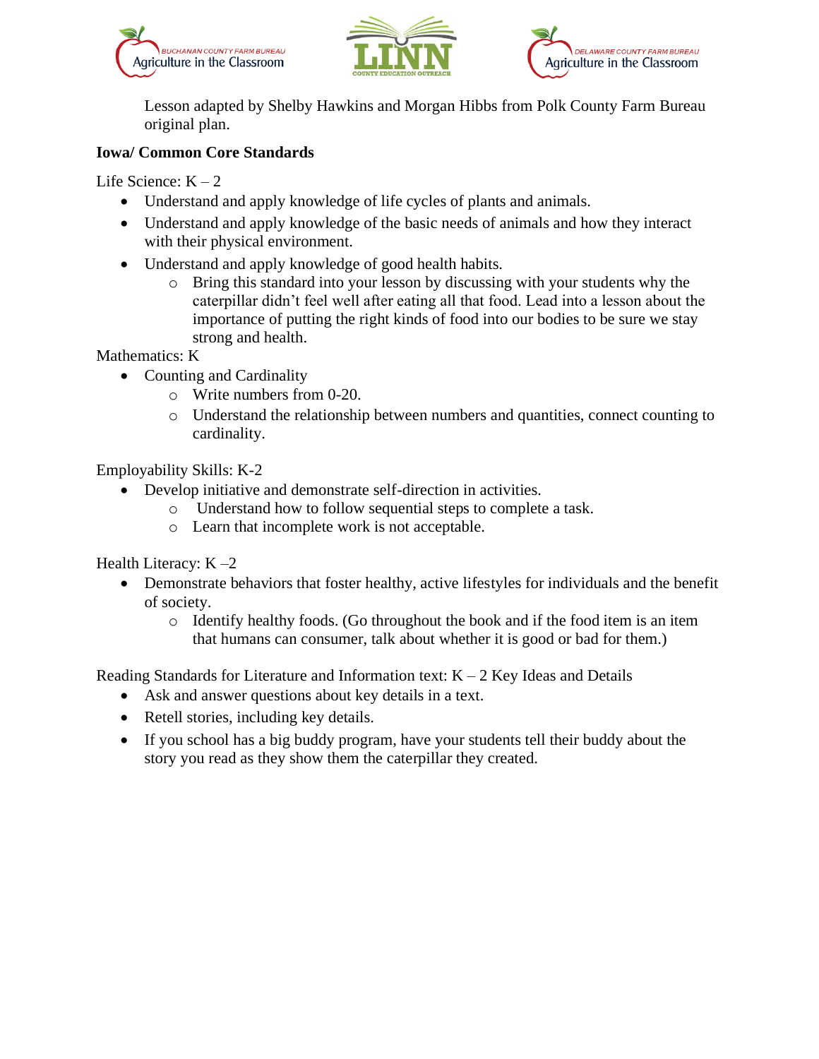Lesson adapted by Shelby Hawkins and Morgan Hibbs from Polk County Farm Bureau original plan.

**Iowa/ Common Core Standards**

Life Science: K – 2

- Understand and apply knowledge of life cycles of plants and animals.
- Understand and apply knowledge of the basic needs of animals and how they interact with their physical environment.
- Understand and apply knowledge of good health habits.
  - Bring this standard into your lesson by discussing with your students why the caterpillar didn't feel well after eating all that food. Lead into a lesson about the importance of putting the right kinds of food into our bodies to be sure we stay strong and health.

Mathematics: K

- Counting and Cardinality
  - Write numbers from 0-20.
  - Understand the relationship between numbers and quantities, connect counting to cardinality.

Employability Skills: K-2

- Develop initiative and demonstrate self-direction in activities.
  - Understand how to follow sequential steps to complete a task.
  - Learn that incomplete work is not acceptable.

Health Literacy: K –2

- Demonstrate behaviors that foster healthy, active lifestyles for individuals and the benefit of society.
  - Identify healthy foods. (Go throughout the book and if the food item is an item that humans can consumer, talk about whether it is good or bad for them.)

Reading Standards for Literature and Information text: K – 2 Key Ideas and Details

- Ask and answer questions about key details in a text.
- Retell stories, including key details.
- If you school has a big buddy program, have your students tell their buddy about the story you read as they show them the caterpillar they created.